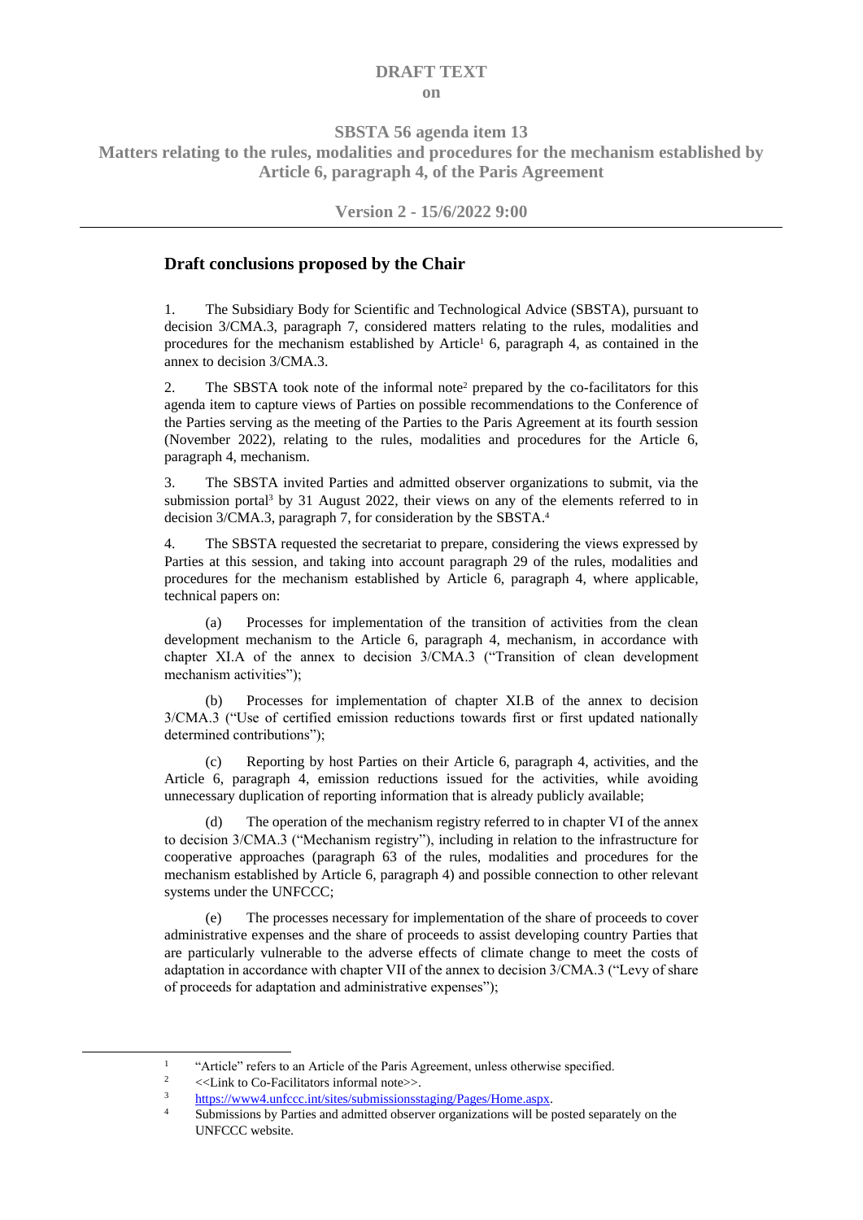**DRAFT TEXT**

**on**

**SBSTA 56 agenda item 13**

**Matters relating to the rules, modalities and procedures for the mechanism established by Article 6, paragraph 4, of the Paris Agreement**

**Version 2 - 15/6/2022 9:00**

---

## Draft conclusions proposed by the Chair

1. The Subsidiary Body for Scientific and Technological Advice (SBSTA), pursuant to decision 3/CMA.3, paragraph 7, considered matters relating to the rules, modalities and procedures for the mechanism established by Article[1] 6, paragraph 4, as contained in the annex to decision 3/CMA.3.

2. The SBSTA took note of the informal note[2] prepared by the co-facilitators for this agenda item to capture views of Parties on possible recommendations to the Conference of the Parties serving as the meeting of the Parties to the Paris Agreement at its fourth session (November 2022), relating to the rules, modalities and procedures for the Article 6, paragraph 4, mechanism.

3. The SBSTA invited Parties and admitted observer organizations to submit, via the submission portal[3] by 31 August 2022, their views on any of the elements referred to in decision 3/CMA.3, paragraph 7, for consideration by the SBSTA.[4]

4. The SBSTA requested the secretariat to prepare, considering the views expressed by Parties at this session, and taking into account paragraph 29 of the rules, modalities and procedures for the mechanism established by Article 6, paragraph 4, where applicable, technical papers on:

   (a) Processes for implementation of the transition of activities from the clean development mechanism to the Article 6, paragraph 4, mechanism, in accordance with chapter XI.A of the annex to decision 3/CMA.3 ("Transition of clean development mechanism activities");

   (b) Processes for implementation of chapter XI.B of the annex to decision 3/CMA.3 ("Use of certified emission reductions towards first or first updated nationally determined contributions");

   (c) Reporting by host Parties on their Article 6, paragraph 4, activities, and the Article 6, paragraph 4, emission reductions issued for the activities, while avoiding unnecessary duplication of reporting information that is already publicly available;

   (d) The operation of the mechanism registry referred to in chapter VI of the annex to decision 3/CMA.3 ("Mechanism registry"), including in relation to the infrastructure for cooperative approaches (paragraph 63 of the rules, modalities and procedures for the mechanism established by Article 6, paragraph 4) and possible connection to other relevant systems under the UNFCCC;

   (e) The processes necessary for implementation of the share of proceeds to cover administrative expenses and the share of proceeds to assist developing country Parties that are particularly vulnerable to the adverse effects of climate change to meet the costs of adaptation in accordance with chapter VII of the annex to decision 3/CMA.3 ("Levy of share of proceeds for adaptation and administrative expenses");

---

[1] "Article" refers to an Article of the Paris Agreement, unless otherwise specified.

[2] <<Link to Co-Facilitators informal note>>.

[3] https://www4.unfccc.int/sites/submissionsstaging/Pages/Home.aspx.

[4] Submissions by Parties and admitted observer organizations will be posted separately on the UNFCCC website.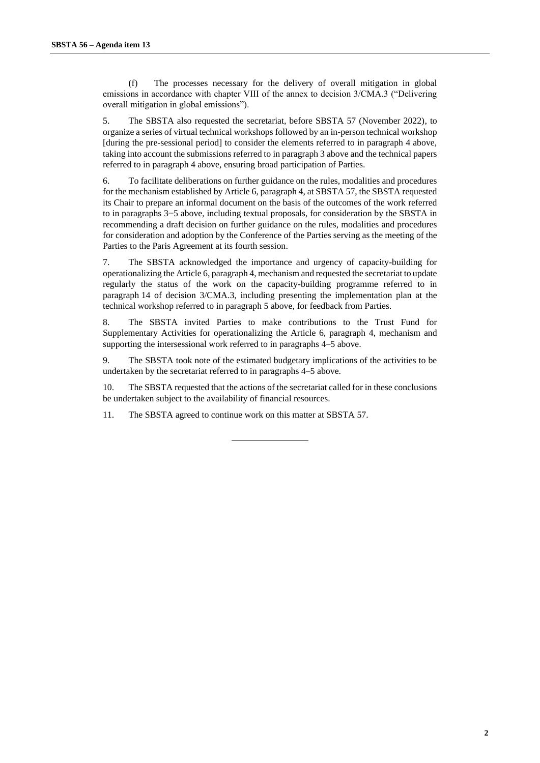(f) The processes necessary for the delivery of overall mitigation in global emissions in accordance with chapter VIII of the annex to decision 3/CMA.3 ("Delivering overall mitigation in global emissions").

5. The SBSTA also requested the secretariat, before SBSTA 57 (November 2022), to organize a series of virtual technical workshops followed by an in-person technical workshop [during the pre-sessional period] to consider the elements referred to in paragraph 4 above, taking into account the submissions referred to in paragraph 3 above and the technical papers referred to in paragraph 4 above, ensuring broad participation of Parties.

6. To facilitate deliberations on further guidance on the rules, modalities and procedures for the mechanism established by Article 6, paragraph 4, at SBSTA 57, the SBSTA requested its Chair to prepare an informal document on the basis of the outcomes of the work referred to in paragraphs 3–5 above, including textual proposals, for consideration by the SBSTA in recommending a draft decision on further guidance on the rules, modalities and procedures for consideration and adoption by the Conference of the Parties serving as the meeting of the Parties to the Paris Agreement at its fourth session.

7. The SBSTA acknowledged the importance and urgency of capacity-building for operationalizing the Article 6, paragraph 4, mechanism and requested the secretariat to update regularly the status of the work on the capacity-building programme referred to in paragraph 14 of decision 3/CMA.3, including presenting the implementation plan at the technical workshop referred to in paragraph 5 above, for feedback from Parties.

8. The SBSTA invited Parties to make contributions to the Trust Fund for Supplementary Activities for operationalizing the Article 6, paragraph 4, mechanism and supporting the intersessional work referred to in paragraphs 4–5 above.

9. The SBSTA took note of the estimated budgetary implications of the activities to be undertaken by the secretariat referred to in paragraphs 4–5 above.

10. The SBSTA requested that the actions of the secretariat called for in these conclusions be undertaken subject to the availability of financial resources.

11. The SBSTA agreed to continue work on this matter at SBSTA 57.